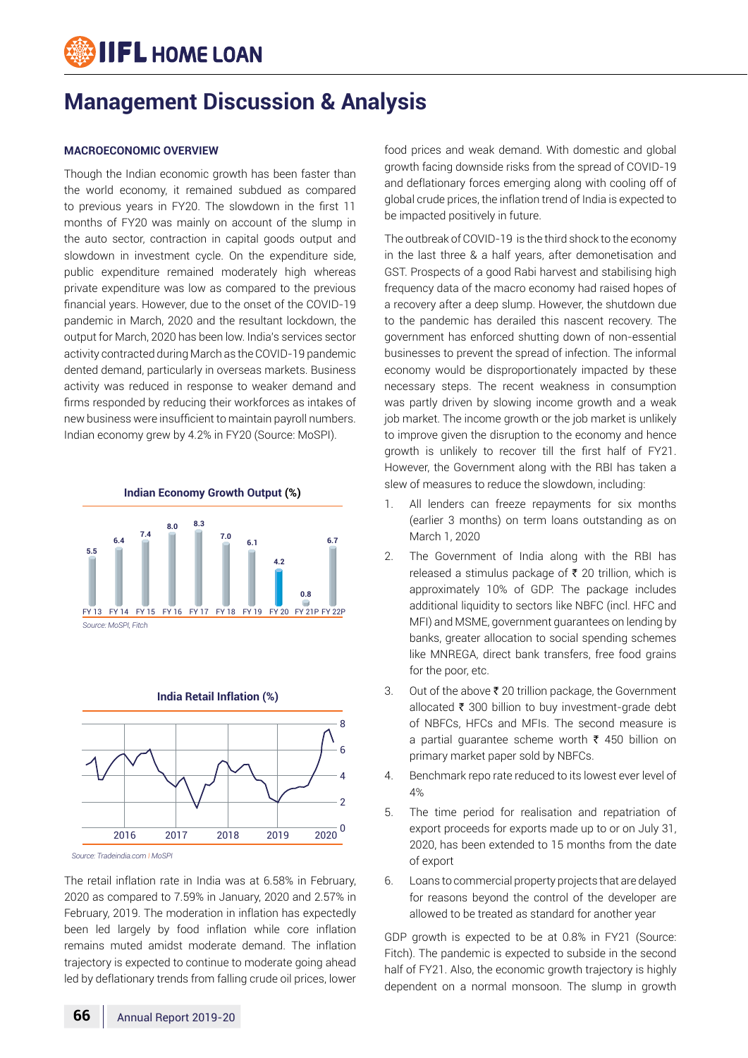# Management Discussion & Analysis

### MACROECONOMIC OVERVIEW

Though the Indian economic growth has been faster than the world economy, it remained subdued as compared to previous years in FY20. The slowdown in the first 11 months of FY20 was mainly on account of the slump in the auto sector, contraction in capital goods output and slowdown in investment cycle. On the expenditure side, public expenditure remained moderately high whereas private expenditure was low as compared to the previous financial years. However, due to the onset of the COVID-19 pandemic in March, 2020 and the resultant lockdown, the output for March, 2020 has been low. India's services sector activity contracted during March as the COVID-19 pandemic dented demand, particularly in overseas markets. Business activity was reduced in response to weaker demand and firms responded by reducing their workforces as intakes of new business were insufficient to maintain payroll numbers. Indian economy grew by 4.2% in FY20 (Source: MoSPI).

**Indian Economy Growth Output (%)**

| FY 13 | FY 14 | FY 15 | FY 16 | FY 17 | FY 18 | FY 19 | FY 20 | FY 21P | FY 22P |
|---|---|---|---|---|---|---|---|---|---|
| 5.5 | 6.4 | 7.4 | 8.0 | 8.3 | 7.0 | 6.1 | 4.2 | 0.8 | 6.7 |

*Source: MoSPI, Fitch*

**India Retail Inflation (%)**

*Source: Tradeindia.com | MoSPI*

The retail inflation rate in India was at 6.58% in February, 2020 as compared to 7.59% in January, 2020 and 2.57% in February, 2019. The moderation in inflation has expectedly been led largely by food inflation while core inflation remains muted amidst moderate demand. The inflation trajectory is expected to continue to moderate going ahead led by deflationary trends from falling crude oil prices, lower food prices and weak demand. With domestic and global growth facing downside risks from the spread of COVID-19 and deflationary forces emerging along with cooling off of global crude prices, the inflation trend of India is expected to be impacted positively in future.

The outbreak of COVID-19 is the third shock to the economy in the last three & a half years, after demonetisation and GST. Prospects of a good Rabi harvest and stabilising high frequency data of the macro economy had raised hopes of a recovery after a deep slump. However, the shutdown due to the pandemic has derailed this nascent recovery. The government has enforced shutting down of non-essential businesses to prevent the spread of infection. The informal economy would be disproportionately impacted by these necessary steps. The recent weakness in consumption was partly driven by slowing income growth and a weak job market. The income growth or the job market is unlikely to improve given the disruption to the economy and hence growth is unlikely to recover till the first half of FY21. However, the Government along with the RBI has taken a slew of measures to reduce the slowdown, including:

1. All lenders can freeze repayments for six months (earlier 3 months) on term loans outstanding as on March 1, 2020
2. The Government of India along with the RBI has released a stimulus package of ₹ 20 trillion, which is approximately 10% of GDP. The package includes additional liquidity to sectors like NBFC (incl. HFC and MFI) and MSME, government guarantees on lending by banks, greater allocation to social spending schemes like MNREGA, direct bank transfers, free food grains for the poor, etc.
3. Out of the above ₹ 20 trillion package, the Government allocated ₹ 300 billion to buy investment-grade debt of NBFCs, HFCs and MFIs. The second measure is a partial guarantee scheme worth ₹ 450 billion on primary market paper sold by NBFCs.
4. Benchmark repo rate reduced to its lowest ever level of 4%
5. The time period for realisation and repatriation of export proceeds for exports made up to or on July 31, 2020, has been extended to 15 months from the date of export
6. Loans to commercial property projects that are delayed for reasons beyond the control of the developer are allowed to be treated as standard for another year

GDP growth is expected to be at 0.8% in FY21 (Source: Fitch). The pandemic is expected to subside in the second half of FY21. Also, the economic growth trajectory is highly dependent on a normal monsoon. The slump in growth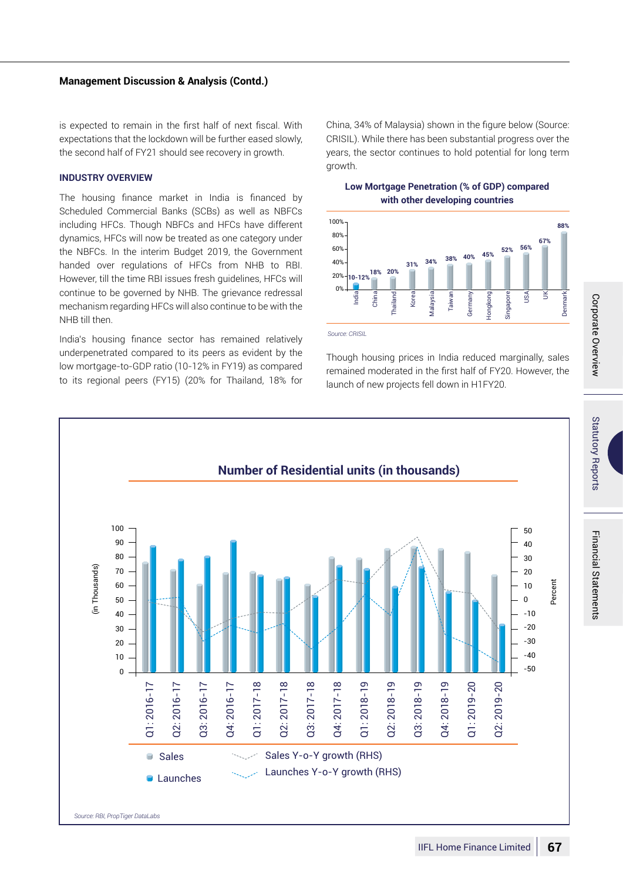## Management Discussion & Analysis (Contd.)

is expected to remain in the first half of next fiscal. With expectations that the lockdown will be further eased slowly, the second half of FY21 should see recovery in growth.

### INDUSTRY OVERVIEW

The housing finance market in India is financed by Scheduled Commercial Banks (SCBs) as well as NBFCs including HFCs. Though NBFCs and HFCs have different dynamics, HFCs will now be treated as one category under the NBFCs. In the interim Budget 2019, the Government handed over regulations of HFCs from NHB to RBI. However, till the time RBI issues fresh guidelines, HFCs will continue to be governed by NHB. The grievance redressal mechanism regarding HFCs will also continue to be with the NHB till then.

India's housing finance sector has remained relatively underpenetrated compared to its peers as evident by the low mortgage-to-GDP ratio (10-12% in FY19) as compared to its regional peers (FY15) (20% for Thailand, 18% for China, 34% of Malaysia) shown in the figure below (Source: CRISIL). While there has been substantial progress over the years, the sector continues to hold potential for long term growth.

**Low Mortgage Penetration (% of GDP) compared with other developing countries**

| Country | % of GDP |
|---|---|
| India | 10-12% |
| China | 18% |
| Thailand | 20% |
| Korea | 31% |
| Malaysia | 34% |
| Taiwan | 38% |
| Germany | 40% |
| Hongkong | 45% |
| Singapore | 52% |
| USA | 56% |
| UK | 67% |
| Denmark | 88% |

*Source: CRISIL*

Though housing prices in India reduced marginally, sales remained moderated in the first half of FY20. However, the launch of new projects fell down in H1FY20.

**Number of Residential units (in thousands)**

Legend: Sales; Launches; Sales Y-o-Y growth (RHS); Launches Y-o-Y growth (RHS)

Left axis: (in Thousands), 0–100; Right axis: Percent, -50 to 50

Quarters: Q1: 2016-17, Q2: 2016-17, Q3: 2016-17, Q4: 2016-17, Q1: 2017-18, Q2: 2017-18, Q3: 2017-18, Q4: 2017-18, Q1: 2018-19, Q2: 2018-19, Q3: 2018-19, Q4: 2018-19, Q1: 2019-20, Q2: 2019-20

*Source: RBI, PropTiger DataLabs*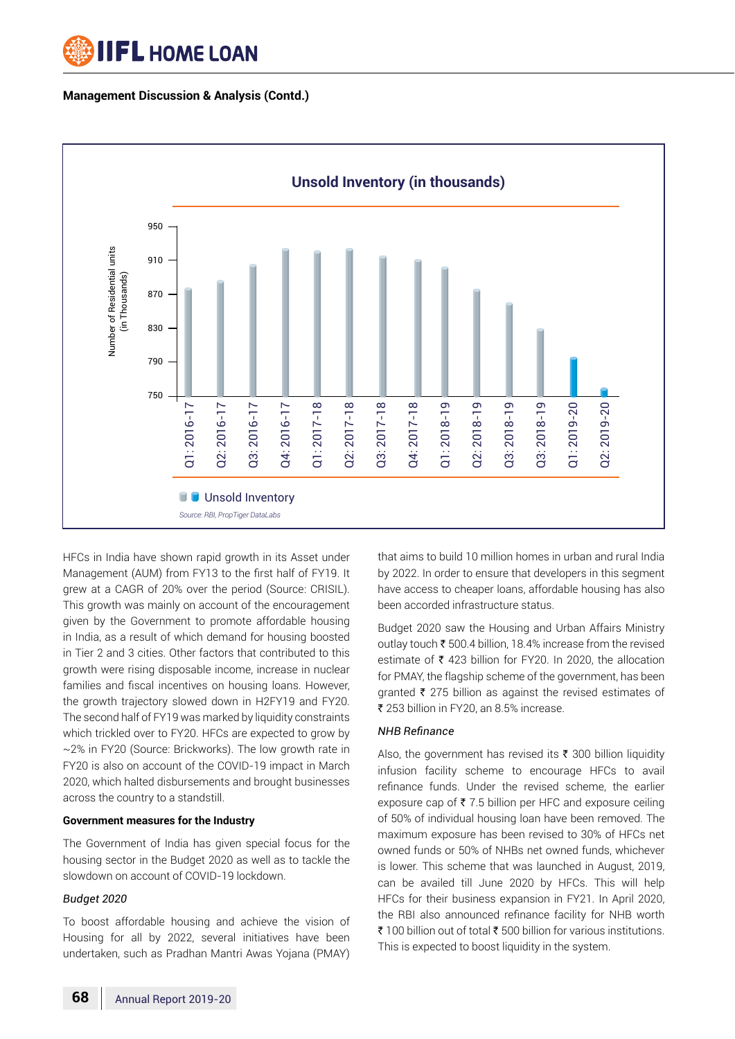## Management Discussion & Analysis (Contd.)

**Unsold Inventory (in thousands)**

Number of Residential units (in Thousands)

950
910
870
830
790
750

Q1: 2016-17 | Q2: 2016-17 | Q3: 2016-17 | Q4: 2016-17 | Q1: 2017-18 | Q2: 2017-18 | Q3: 2017-18 | Q4: 2017-18 | Q1: 2018-19 | Q2: 2018-19 | Q3: 2018-19 | Q3: 2018-19 | Q1: 2019-20 | Q2: 2019-20

Unsold Inventory

*Source: RBI, PropTiger DataLabs*

HFCs in India have shown rapid growth in its Asset under Management (AUM) from FY13 to the first half of FY19. It grew at a CAGR of 20% over the period (Source: CRISIL). This growth was mainly on account of the encouragement given by the Government to promote affordable housing in India, as a result of which demand for housing boosted in Tier 2 and 3 cities. Other factors that contributed to this growth were rising disposable income, increase in nuclear families and fiscal incentives on housing loans. However, the growth trajectory slowed down in H2FY19 and FY20. The second half of FY19 was marked by liquidity constraints which trickled over to FY20. HFCs are expected to grow by ~2% in FY20 (Source: Brickworks). The low growth rate in FY20 is also on account of the COVID-19 impact in March 2020, which halted disbursements and brought businesses across the country to a standstill.

**Government measures for the Industry**

The Government of India has given special focus for the housing sector in the Budget 2020 as well as to tackle the slowdown on account of COVID-19 lockdown.

*Budget 2020*

To boost affordable housing and achieve the vision of Housing for all by 2022, several initiatives have been undertaken, such as Pradhan Mantri Awas Yojana (PMAY) that aims to build 10 million homes in urban and rural India by 2022. In order to ensure that developers in this segment have access to cheaper loans, affordable housing has also been accorded infrastructure status.

Budget 2020 saw the Housing and Urban Affairs Ministry outlay touch ₹ 500.4 billion, 18.4% increase from the revised estimate of ₹ 423 billion for FY20. In 2020, the allocation for PMAY, the flagship scheme of the government, has been granted ₹ 275 billion as against the revised estimates of ₹ 253 billion in FY20, an 8.5% increase.

*NHB Refinance*

Also, the government has revised its ₹ 300 billion liquidity infusion facility scheme to encourage HFCs to avail refinance funds. Under the revised scheme, the earlier exposure cap of ₹ 7.5 billion per HFC and exposure ceiling of 50% of individual housing loan have been removed. The maximum exposure has been revised to 30% of HFCs net owned funds or 50% of NHBs net owned funds, whichever is lower. This scheme that was launched in August, 2019, can be availed till June 2020 by HFCs. This will help HFCs for their business expansion in FY21. In April 2020, the RBI also announced refinance facility for NHB worth ₹ 100 billion out of total ₹ 500 billion for various institutions. This is expected to boost liquidity in the system.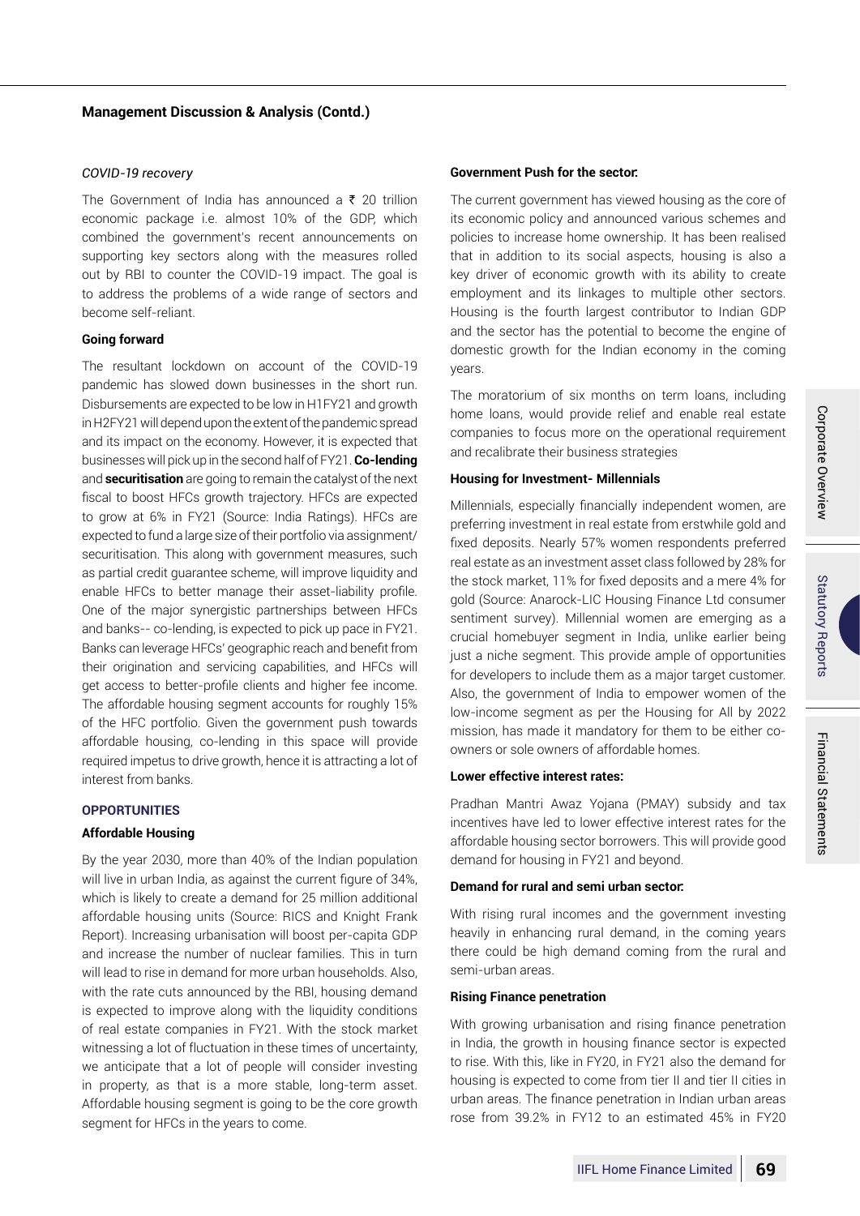## Management Discussion & Analysis (Contd.)

*COVID-19 recovery*

The Government of India has announced a ₹ 20 trillion economic package i.e. almost 10% of the GDP, which combined the government's recent announcements on supporting key sectors along with the measures rolled out by RBI to counter the COVID-19 impact. The goal is to address the problems of a wide range of sectors and become self-reliant.

**Going forward**

The resultant lockdown on account of the COVID-19 pandemic has slowed down businesses in the short run. Disbursements are expected to be low in H1FY21 and growth in H2FY21 will depend upon the extent of the pandemic spread and its impact on the economy. However, it is expected that businesses will pick up in the second half of FY21. **Co-lending** and **securitisation** are going to remain the catalyst of the next fiscal to boost HFCs growth trajectory. HFCs are expected to grow at 6% in FY21 (Source: India Ratings). HFCs are expected to fund a large size of their portfolio via assignment/ securitisation. This along with government measures, such as partial credit guarantee scheme, will improve liquidity and enable HFCs to better manage their asset-liability profile. One of the major synergistic partnerships between HFCs and banks-- co-lending, is expected to pick up pace in FY21. Banks can leverage HFCs' geographic reach and benefit from their origination and servicing capabilities, and HFCs will get access to better-profile clients and higher fee income. The affordable housing segment accounts for roughly 15% of the HFC portfolio. Given the government push towards affordable housing, co-lending in this space will provide required impetus to drive growth, hence it is attracting a lot of interest from banks.

### OPPORTUNITIES

**Affordable Housing**

By the year 2030, more than 40% of the Indian population will live in urban India, as against the current figure of 34%, which is likely to create a demand for 25 million additional affordable housing units (Source: RICS and Knight Frank Report). Increasing urbanisation will boost per-capita GDP and increase the number of nuclear families. This in turn will lead to rise in demand for more urban households. Also, with the rate cuts announced by the RBI, housing demand is expected to improve along with the liquidity conditions of real estate companies in FY21. With the stock market witnessing a lot of fluctuation in these times of uncertainty, we anticipate that a lot of people will consider investing in property, as that is a more stable, long-term asset. Affordable housing segment is going to be the core growth segment for HFCs in the years to come.

**Government Push for the sector:**

The current government has viewed housing as the core of its economic policy and announced various schemes and policies to increase home ownership. It has been realised that in addition to its social aspects, housing is also a key driver of economic growth with its ability to create employment and its linkages to multiple other sectors. Housing is the fourth largest contributor to Indian GDP and the sector has the potential to become the engine of domestic growth for the Indian economy in the coming years.

The moratorium of six months on term loans, including home loans, would provide relief and enable real estate companies to focus more on the operational requirement and recalibrate their business strategies

**Housing for Investment- Millennials**

Millennials, especially financially independent women, are preferring investment in real estate from erstwhile gold and fixed deposits. Nearly 57% women respondents preferred real estate as an investment asset class followed by 28% for the stock market, 11% for fixed deposits and a mere 4% for gold (Source: Anarock-LIC Housing Finance Ltd consumer sentiment survey). Millennial women are emerging as a crucial homebuyer segment in India, unlike earlier being just a niche segment. This provide ample of opportunities for developers to include them as a major target customer. Also, the government of India to empower women of the low-income segment as per the Housing for All by 2022 mission, has made it mandatory for them to be either co-owners or sole owners of affordable homes.

**Lower effective interest rates:**

Pradhan Mantri Awaz Yojana (PMAY) subsidy and tax incentives have led to lower effective interest rates for the affordable housing sector borrowers. This will provide good demand for housing in FY21 and beyond.

**Demand for rural and semi urban sector:**

With rising rural incomes and the government investing heavily in enhancing rural demand, in the coming years there could be high demand coming from the rural and semi-urban areas.

**Rising Finance penetration**

With growing urbanisation and rising finance penetration in India, the growth in housing finance sector is expected to rise. With this, like in FY20, in FY21 also the demand for housing is expected to come from tier II and tier II cities in urban areas. The finance penetration in Indian urban areas rose from 39.2% in FY12 to an estimated 45% in FY20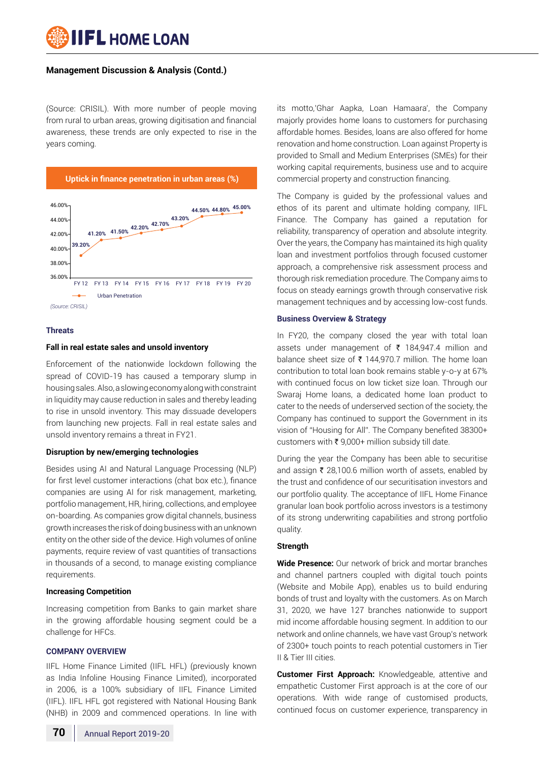## Management Discussion & Analysis (Contd.)

(Source: CRISIL). With more number of people moving from rural to urban areas, growing digitisation and financial awareness, these trends are only expected to rise in the years coming.

**Uptick in finance penetration in urban areas (%)**

| | FY 12 | FY 13 | FY 14 | FY 15 | FY 16 | FY 17 | FY 18 | FY 19 | FY 20 |
|---|---|---|---|---|---|---|---|---|---|
| Urban Penetration | 39.20% | 41.20% | 41.50% | 42.20% | 42.70% | 43.20% | 44.50% | 44.80% | 45.00% |

*(Source: CRISIL)*

### Threats

#### Fall in real estate sales and unsold inventory

Enforcement of the nationwide lockdown following the spread of COVID-19 has caused a temporary slump in housing sales. Also, a slowing economy along with constraint in liquidity may cause reduction in sales and thereby leading to rise in unsold inventory. This may dissuade developers from launching new projects. Fall in real estate sales and unsold inventory remains a threat in FY21.

#### Disruption by new/emerging technologies

Besides using AI and Natural Language Processing (NLP) for first level customer interactions (chat box etc.), finance companies are using AI for risk management, marketing, portfolio management, HR, hiring, collections, and employee on-boarding. As companies grow digital channels, business growth increases the risk of doing business with an unknown entity on the other side of the device. High volumes of online payments, require review of vast quantities of transactions in thousands of a second, to manage existing compliance requirements.

#### Increasing Competition

Increasing competition from Banks to gain market share in the growing affordable housing segment could be a challenge for HFCs.

### COMPANY OVERVIEW

IIFL Home Finance Limited (IIFL HFL) (previously known as India Infoline Housing Finance Limited), incorporated in 2006, is a 100% subsidiary of IIFL Finance Limited (IIFL). IIFL HFL got registered with National Housing Bank (NHB) in 2009 and commenced operations. In line with its motto,'Ghar Aapka, Loan Hamaara', the Company majorly provides home loans to customers for purchasing affordable homes. Besides, loans are also offered for home renovation and home construction. Loan against Property is provided to Small and Medium Enterprises (SMEs) for their working capital requirements, business use and to acquire commercial property and construction financing.

The Company is guided by the professional values and ethos of its parent and ultimate holding company, IIFL Finance. The Company has gained a reputation for reliability, transparency of operation and absolute integrity. Over the years, the Company has maintained its high quality loan and investment portfolios through focused customer approach, a comprehensive risk assessment process and thorough risk remediation procedure. The Company aims to focus on steady earnings growth through conservative risk management techniques and by accessing low-cost funds.

### Business Overview & Strategy

In FY20, the company closed the year with total loan assets under management of ₹ 184,947.4 million and balance sheet size of ₹ 144,970.7 million. The home loan contribution to total loan book remains stable y-o-y at 67% with continued focus on low ticket size loan. Through our Swaraj Home loans, a dedicated home loan product to cater to the needs of underserved section of the society, the Company has continued to support the Government in its vision of "Housing for All". The Company benefited 38300+ customers with ₹ 9,000+ million subsidy till date.

During the year the Company has been able to securitise and assign ₹ 28,100.6 million worth of assets, enabled by the trust and confidence of our securitisation investors and our portfolio quality. The acceptance of IIFL Home Finance granular loan book portfolio across investors is a testimony of its strong underwriting capabilities and strong portfolio quality.

#### Strength

**Wide Presence:** Our network of brick and mortar branches and channel partners coupled with digital touch points (Website and Mobile App), enables us to build enduring bonds of trust and loyalty with the customers. As on March 31, 2020, we have 127 branches nationwide to support mid income affordable housing segment. In addition to our network and online channels, we have vast Group's network of 2300+ touch points to reach potential customers in Tier II & Tier III cities.

**Customer First Approach:** Knowledgeable, attentive and empathetic Customer First approach is at the core of our operations. With wide range of customised products, continued focus on customer experience, transparency in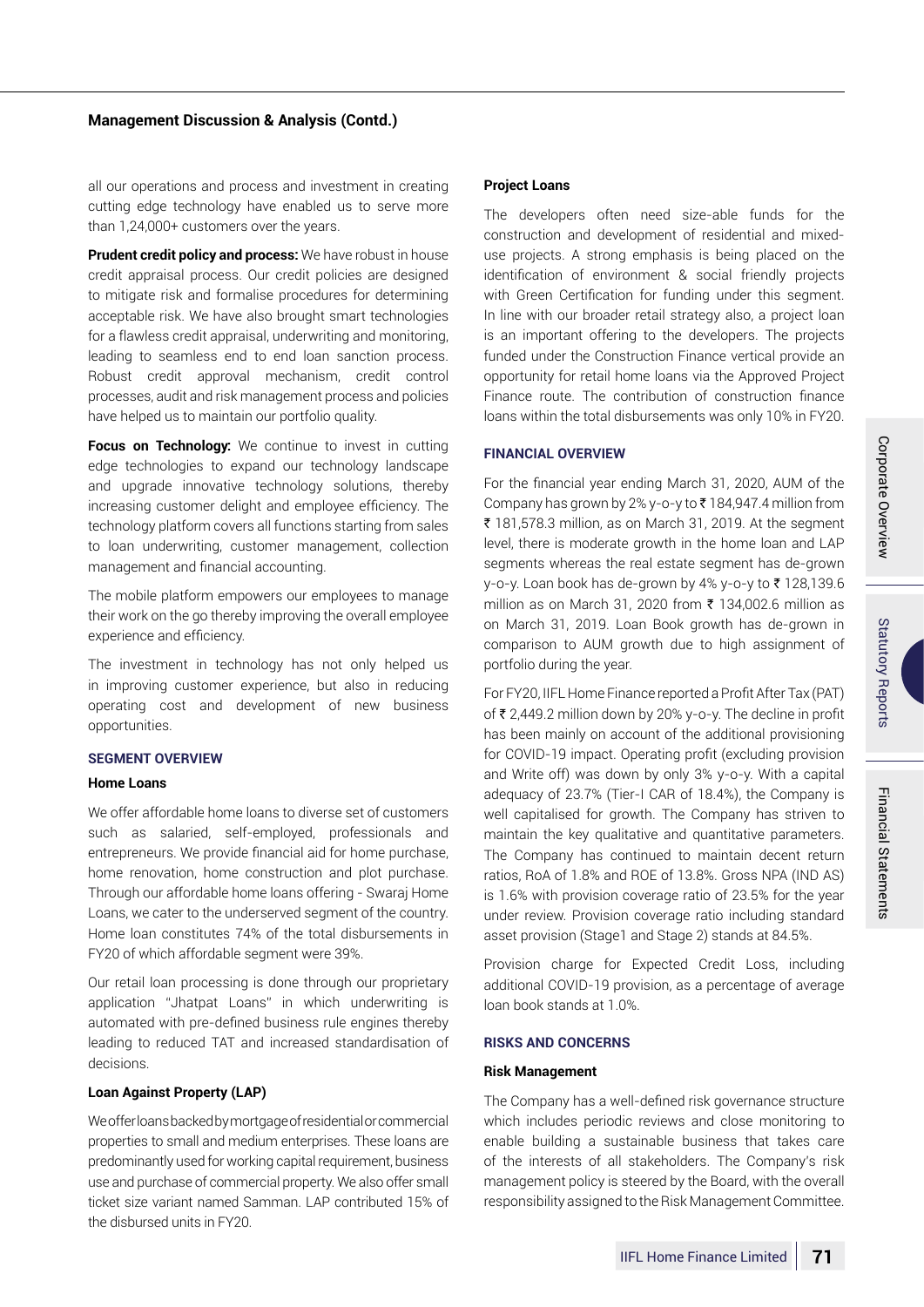## Management Discussion & Analysis (Contd.)

all our operations and process and investment in creating cutting edge technology have enabled us to serve more than 1,24,000+ customers over the years.

**Prudent credit policy and process:** We have robust in house credit appraisal process. Our credit policies are designed to mitigate risk and formalise procedures for determining acceptable risk. We have also brought smart technologies for a flawless credit appraisal, underwriting and monitoring, leading to seamless end to end loan sanction process. Robust credit approval mechanism, credit control processes, audit and risk management process and policies have helped us to maintain our portfolio quality.

**Focus on Technology:** We continue to invest in cutting edge technologies to expand our technology landscape and upgrade innovative technology solutions, thereby increasing customer delight and employee efficiency. The technology platform covers all functions starting from sales to loan underwriting, customer management, collection management and financial accounting.

The mobile platform empowers our employees to manage their work on the go thereby improving the overall employee experience and efficiency.

The investment in technology has not only helped us in improving customer experience, but also in reducing operating cost and development of new business opportunities.

### SEGMENT OVERVIEW

#### Home Loans

We offer affordable home loans to diverse set of customers such as salaried, self-employed, professionals and entrepreneurs. We provide financial aid for home purchase, home renovation, home construction and plot purchase. Through our affordable home loans offering - Swaraj Home Loans, we cater to the underserved segment of the country. Home loan constitutes 74% of the total disbursements in FY20 of which affordable segment were 39%.

Our retail loan processing is done through our proprietary application "Jhatpat Loans" in which underwriting is automated with pre-defined business rule engines thereby leading to reduced TAT and increased standardisation of decisions.

#### Loan Against Property (LAP)

We offer loans backed by mortgage of residential or commercial properties to small and medium enterprises. These loans are predominantly used for working capital requirement, business use and purchase of commercial property. We also offer small ticket size variant named Samman. LAP contributed 15% of the disbursed units in FY20.

#### Project Loans

The developers often need size-able funds for the construction and development of residential and mixed-use projects. A strong emphasis is being placed on the identification of environment & social friendly projects with Green Certification for funding under this segment. In line with our broader retail strategy also, a project loan is an important offering to the developers. The projects funded under the Construction Finance vertical provide an opportunity for retail home loans via the Approved Project Finance route. The contribution of construction finance loans within the total disbursements was only 10% in FY20.

### FINANCIAL OVERVIEW

For the financial year ending March 31, 2020, AUM of the Company has grown by 2% y-o-y to ₹ 184,947.4 million from ₹ 181,578.3 million, as on March 31, 2019. At the segment level, there is moderate growth in the home loan and LAP segments whereas the real estate segment has de-grown y-o-y. Loan book has de-grown by 4% y-o-y to ₹ 128,139.6 million as on March 31, 2020 from ₹ 134,002.6 million as on March 31, 2019. Loan Book growth has de-grown in comparison to AUM growth due to high assignment of portfolio during the year.

For FY20, IIFL Home Finance reported a Profit After Tax (PAT) of ₹ 2,449.2 million down by 20% y-o-y. The decline in profit has been mainly on account of the additional provisioning for COVID-19 impact. Operating profit (excluding provision and Write off) was down by only 3% y-o-y. With a capital adequacy of 23.7% (Tier-I CAR of 18.4%), the Company is well capitalised for growth. The Company has striven to maintain the key qualitative and quantitative parameters. The Company has continued to maintain decent return ratios, RoA of 1.8% and ROE of 13.8%. Gross NPA (IND AS) is 1.6% with provision coverage ratio of 23.5% for the year under review. Provision coverage ratio including standard asset provision (Stage1 and Stage 2) stands at 84.5%.

Provision charge for Expected Credit Loss, including additional COVID-19 provision, as a percentage of average loan book stands at 1.0%.

### RISKS AND CONCERNS

#### Risk Management

The Company has a well-defined risk governance structure which includes periodic reviews and close monitoring to enable building a sustainable business that takes care of the interests of all stakeholders. The Company's risk management policy is steered by the Board, with the overall responsibility assigned to the Risk Management Committee.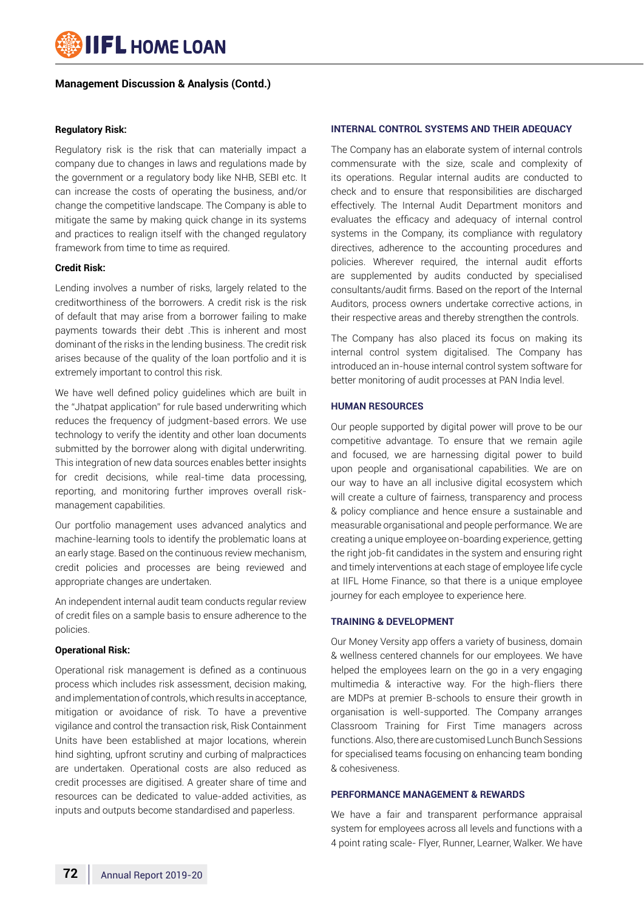## Management Discussion & Analysis (Contd.)

**Regulatory Risk:**

Regulatory risk is the risk that can materially impact a company due to changes in laws and regulations made by the government or a regulatory body like NHB, SEBI etc. It can increase the costs of operating the business, and/or change the competitive landscape. The Company is able to mitigate the same by making quick change in its systems and practices to realign itself with the changed regulatory framework from time to time as required.

**Credit Risk:**

Lending involves a number of risks, largely related to the creditworthiness of the borrowers. A credit risk is the risk of default that may arise from a borrower failing to make payments towards their debt .This is inherent and most dominant of the risks in the lending business. The credit risk arises because of the quality of the loan portfolio and it is extremely important to control this risk.

We have well defined policy guidelines which are built in the "Jhatpat application" for rule based underwriting which reduces the frequency of judgment-based errors. We use technology to verify the identity and other loan documents submitted by the borrower along with digital underwriting. This integration of new data sources enables better insights for credit decisions, while real-time data processing, reporting, and monitoring further improves overall risk-management capabilities.

Our portfolio management uses advanced analytics and machine-learning tools to identify the problematic loans at an early stage. Based on the continuous review mechanism, credit policies and processes are being reviewed and appropriate changes are undertaken.

An independent internal audit team conducts regular review of credit files on a sample basis to ensure adherence to the policies.

**Operational Risk:**

Operational risk management is defined as a continuous process which includes risk assessment, decision making, and implementation of controls, which results in acceptance, mitigation or avoidance of risk. To have a preventive vigilance and control the transaction risk, Risk Containment Units have been established at major locations, wherein hind sighting, upfront scrutiny and curbing of malpractices are undertaken. Operational costs are also reduced as credit processes are digitised. A greater share of time and resources can be dedicated to value-added activities, as inputs and outputs become standardised and paperless.

### INTERNAL CONTROL SYSTEMS AND THEIR ADEQUACY

The Company has an elaborate system of internal controls commensurate with the size, scale and complexity of its operations. Regular internal audits are conducted to check and to ensure that responsibilities are discharged effectively. The Internal Audit Department monitors and evaluates the efficacy and adequacy of internal control systems in the Company, its compliance with regulatory directives, adherence to the accounting procedures and policies. Wherever required, the internal audit efforts are supplemented by audits conducted by specialised consultants/audit firms. Based on the report of the Internal Auditors, process owners undertake corrective actions, in their respective areas and thereby strengthen the controls.

The Company has also placed its focus on making its internal control system digitalised. The Company has introduced an in-house internal control system software for better monitoring of audit processes at PAN India level.

### HUMAN RESOURCES

Our people supported by digital power will prove to be our competitive advantage. To ensure that we remain agile and focused, we are harnessing digital power to build upon people and organisational capabilities. We are on our way to have an all inclusive digital ecosystem which will create a culture of fairness, transparency and process & policy compliance and hence ensure a sustainable and measurable organisational and people performance. We are creating a unique employee on-boarding experience, getting the right job-fit candidates in the system and ensuring right and timely interventions at each stage of employee life cycle at IIFL Home Finance, so that there is a unique employee journey for each employee to experience here.

### TRAINING & DEVELOPMENT

Our Money Versity app offers a variety of business, domain & wellness centered channels for our employees. We have helped the employees learn on the go in a very engaging multimedia & interactive way. For the high-fliers there are MDPs at premier B-schools to ensure their growth in organisation is well-supported. The Company arranges Classroom Training for First Time managers across functions. Also, there are customised Lunch Bunch Sessions for specialised teams focusing on enhancing team bonding & cohesiveness.

### PERFORMANCE MANAGEMENT & REWARDS

We have a fair and transparent performance appraisal system for employees across all levels and functions with a 4 point rating scale- Flyer, Runner, Learner, Walker. We have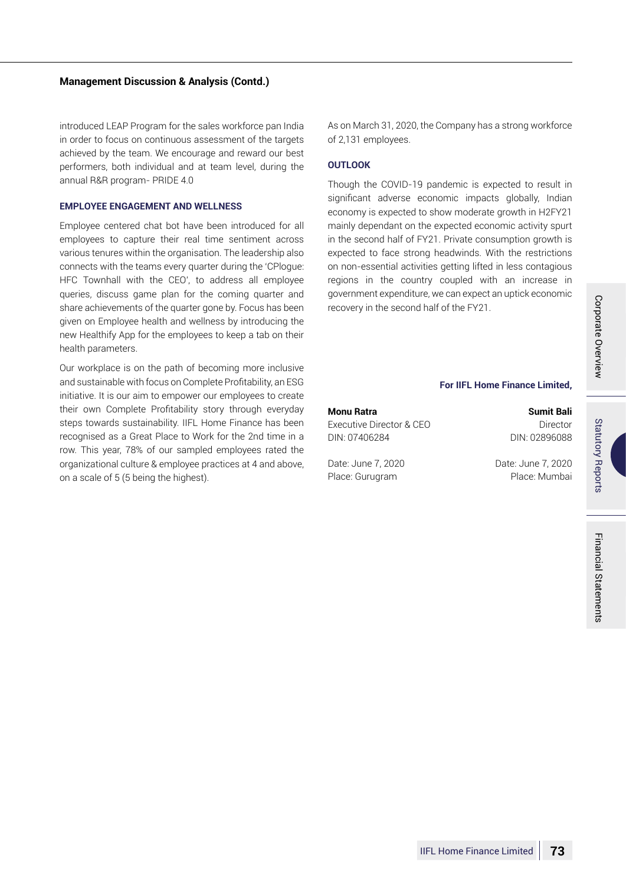introduced LEAP Program for the sales workforce pan India in order to focus on continuous assessment of the targets achieved by the team. We encourage and reward our best performers, both individual and at team level, during the annual R&R program- PRIDE 4.0

### EMPLOYEE ENGAGEMENT AND WELLNESS

Employee centered chat bot have been introduced for all employees to capture their real time sentiment across various tenures within the organisation. The leadership also connects with the teams every quarter during the 'CPlogue: HFC Townhall with the CEO', to address all employee queries, discuss game plan for the coming quarter and share achievements of the quarter gone by. Focus has been given on Employee health and wellness by introducing the new Healthify App for the employees to keep a tab on their health parameters.

Our workplace is on the path of becoming more inclusive and sustainable with focus on Complete Profitability, an ESG initiative. It is our aim to empower our employees to create their own Complete Profitability story through everyday steps towards sustainability. IIFL Home Finance has been recognised as a Great Place to Work for the 2nd time in a row. This year, 78% of our sampled employees rated the organizational culture & employee practices at 4 and above, on a scale of 5 (5 being the highest).

As on March 31, 2020, the Company has a strong workforce of 2,131 employees.

### OUTLOOK

Though the COVID-19 pandemic is expected to result in significant adverse economic impacts globally, Indian economy is expected to show moderate growth in H2FY21 mainly dependant on the expected economic activity spurt in the second half of FY21. Private consumption growth is expected to face strong headwinds. With the restrictions on non-essential activities getting lifted in less contagious regions in the country coupled with an increase in government expenditure, we can expect an uptick economic recovery in the second half of the FY21.

**For IIFL Home Finance Limited,**

**Monu Ratra**
Executive Director & CEO
DIN: 07406284

Date: June 7, 2020
Place: Gurugram

**Sumit Bali**
Director
DIN: 02896088

Date: June 7, 2020
Place: Mumbai